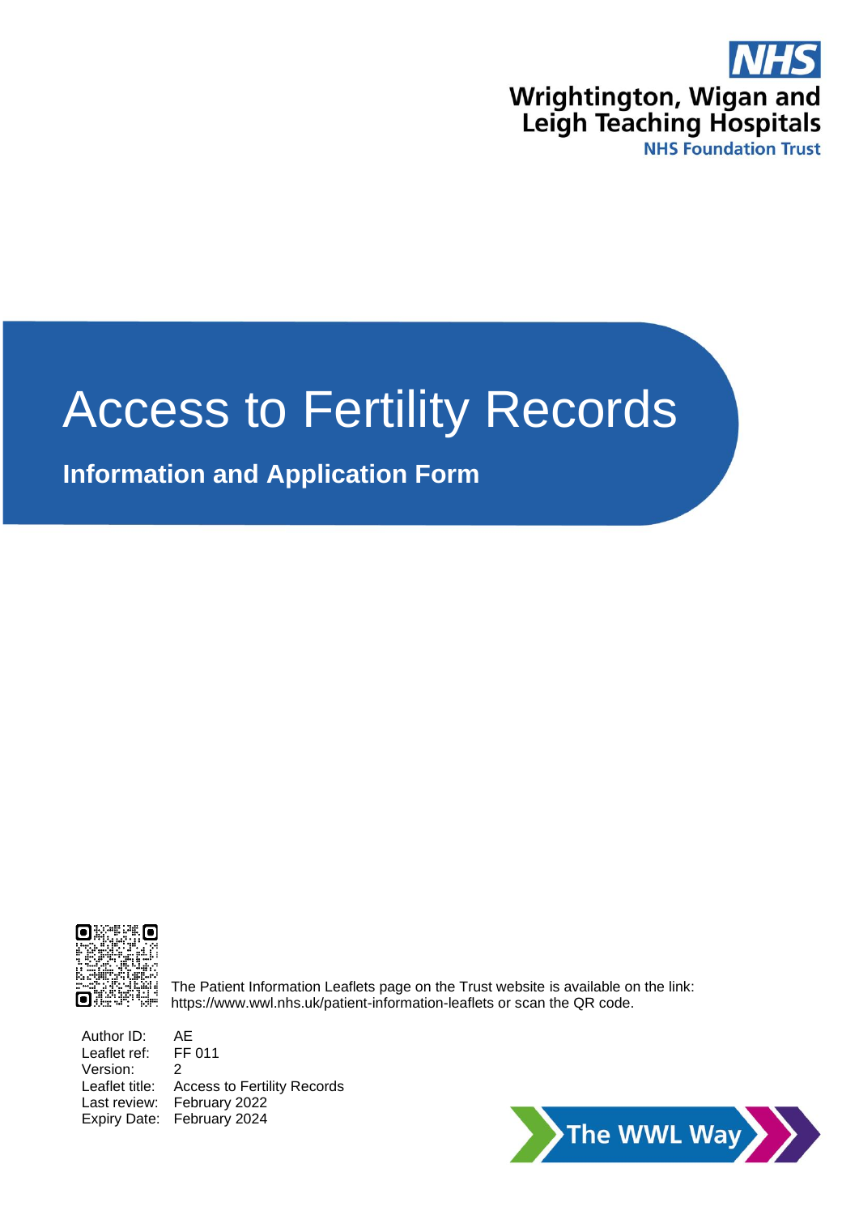NHS

Wrightington, Wigan and Leigh Teaching Hospitals
NHS Foundation Trust

# Access to Fertility Records

## Information and Application Form

The Patient Information Leaflets page on the Trust website is available on the link: https://www.wwl.nhs.uk/patient-information-leaflets or scan the QR code.

Author ID: AE
Leaflet ref: FF 011
Version: 2
Leaflet title: Access to Fertility Records
Last review: February 2022
Expiry Date: February 2024

The WWL Way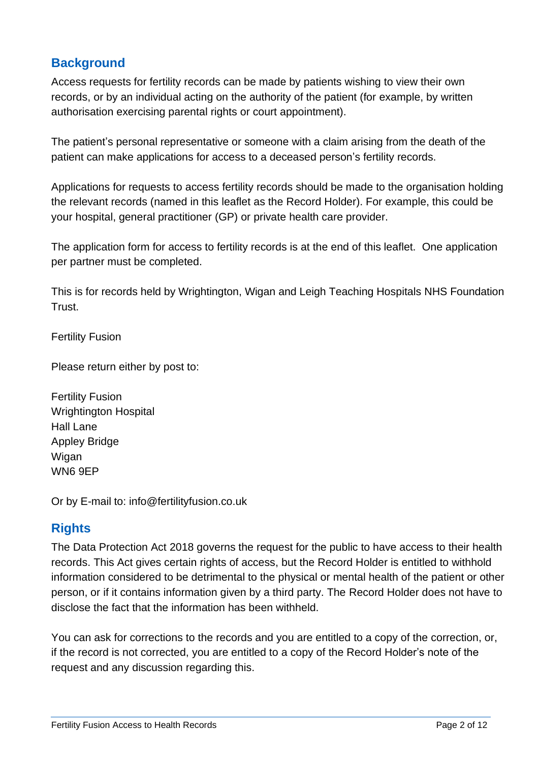## Background

Access requests for fertility records can be made by patients wishing to view their own records, or by an individual acting on the authority of the patient (for example, by written authorisation exercising parental rights or court appointment).

The patient's personal representative or someone with a claim arising from the death of the patient can make applications for access to a deceased person's fertility records.

Applications for requests to access fertility records should be made to the organisation holding the relevant records (named in this leaflet as the Record Holder). For example, this could be your hospital, general practitioner (GP) or private health care provider.

The application form for access to fertility records is at the end of this leaflet. One application per partner must be completed.

This is for records held by Wrightington, Wigan and Leigh Teaching Hospitals NHS Foundation Trust.

Fertility Fusion

Please return either by post to:

Fertility Fusion
Wrightington Hospital
Hall Lane
Appley Bridge
Wigan
WN6 9EP

Or by E-mail to: info@fertilityfusion.co.uk

## Rights

The Data Protection Act 2018 governs the request for the public to have access to their health records. This Act gives certain rights of access, but the Record Holder is entitled to withhold information considered to be detrimental to the physical or mental health of the patient or other person, or if it contains information given by a third party. The Record Holder does not have to disclose the fact that the information has been withheld.

You can ask for corrections to the records and you are entitled to a copy of the correction, or, if the record is not corrected, you are entitled to a copy of the Record Holder's note of the request and any discussion regarding this.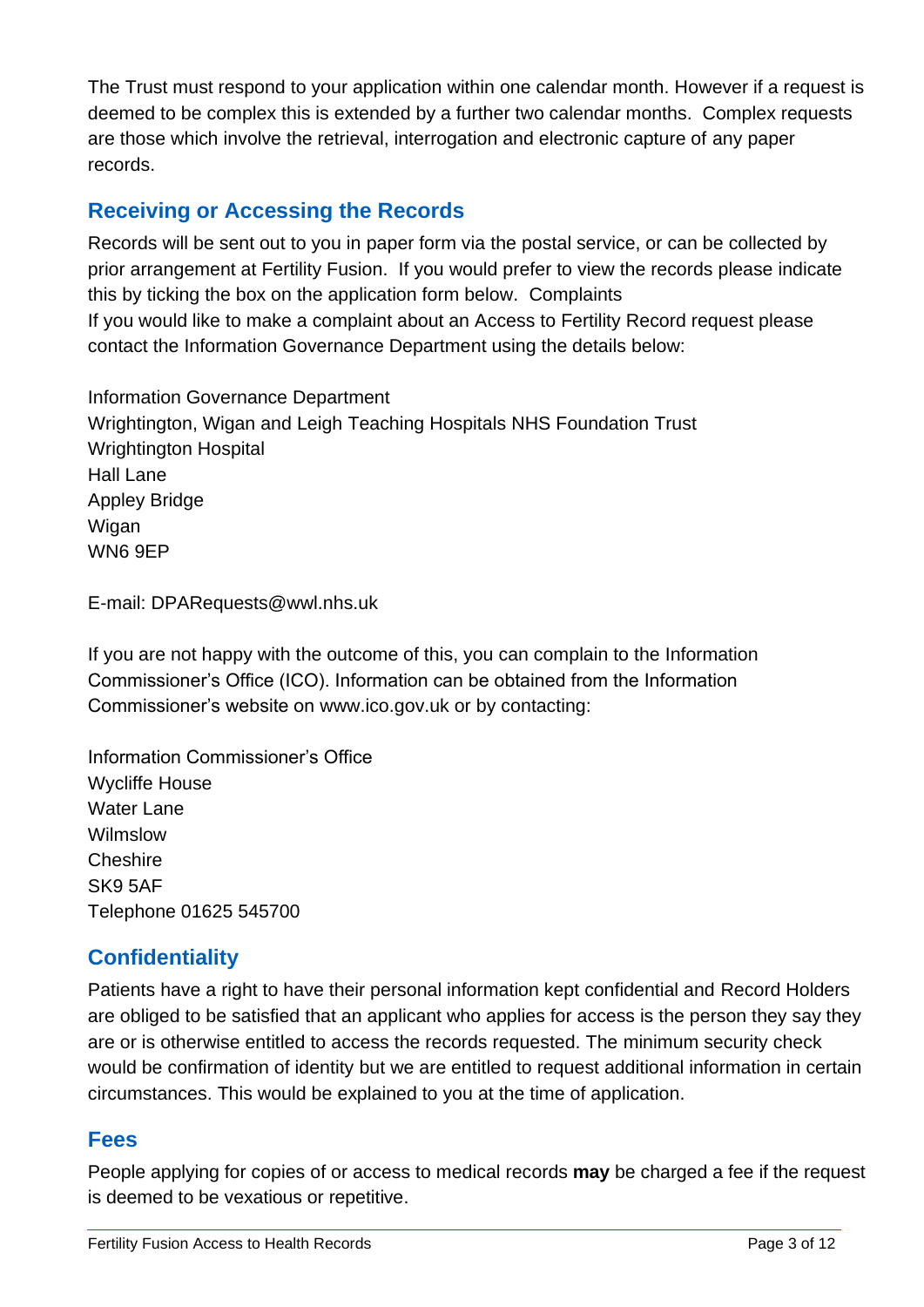The Trust must respond to your application within one calendar month. However if a request is deemed to be complex this is extended by a further two calendar months. Complex requests are those which involve the retrieval, interrogation and electronic capture of any paper records.

## Receiving or Accessing the Records

Records will be sent out to you in paper form via the postal service, or can be collected by prior arrangement at Fertility Fusion. If you would prefer to view the records please indicate this by ticking the box on the application form below. Complaints
If you would like to make a complaint about an Access to Fertility Record request please contact the Information Governance Department using the details below:

Information Governance Department
Wrightington, Wigan and Leigh Teaching Hospitals NHS Foundation Trust
Wrightington Hospital
Hall Lane
Appley Bridge
Wigan
WN6 9EP

E-mail: DPARequests@wwl.nhs.uk

If you are not happy with the outcome of this, you can complain to the Information Commissioner's Office (ICO). Information can be obtained from the Information Commissioner's website on www.ico.gov.uk or by contacting:

Information Commissioner's Office
Wycliffe House
Water Lane
Wilmslow
Cheshire
SK9 5AF
Telephone 01625 545700

## Confidentiality

Patients have a right to have their personal information kept confidential and Record Holders are obliged to be satisfied that an applicant who applies for access is the person they say they are or is otherwise entitled to access the records requested. The minimum security check would be confirmation of identity but we are entitled to request additional information in certain circumstances. This would be explained to you at the time of application.

## Fees

People applying for copies of or access to medical records **may** be charged a fee if the request is deemed to be vexatious or repetitive.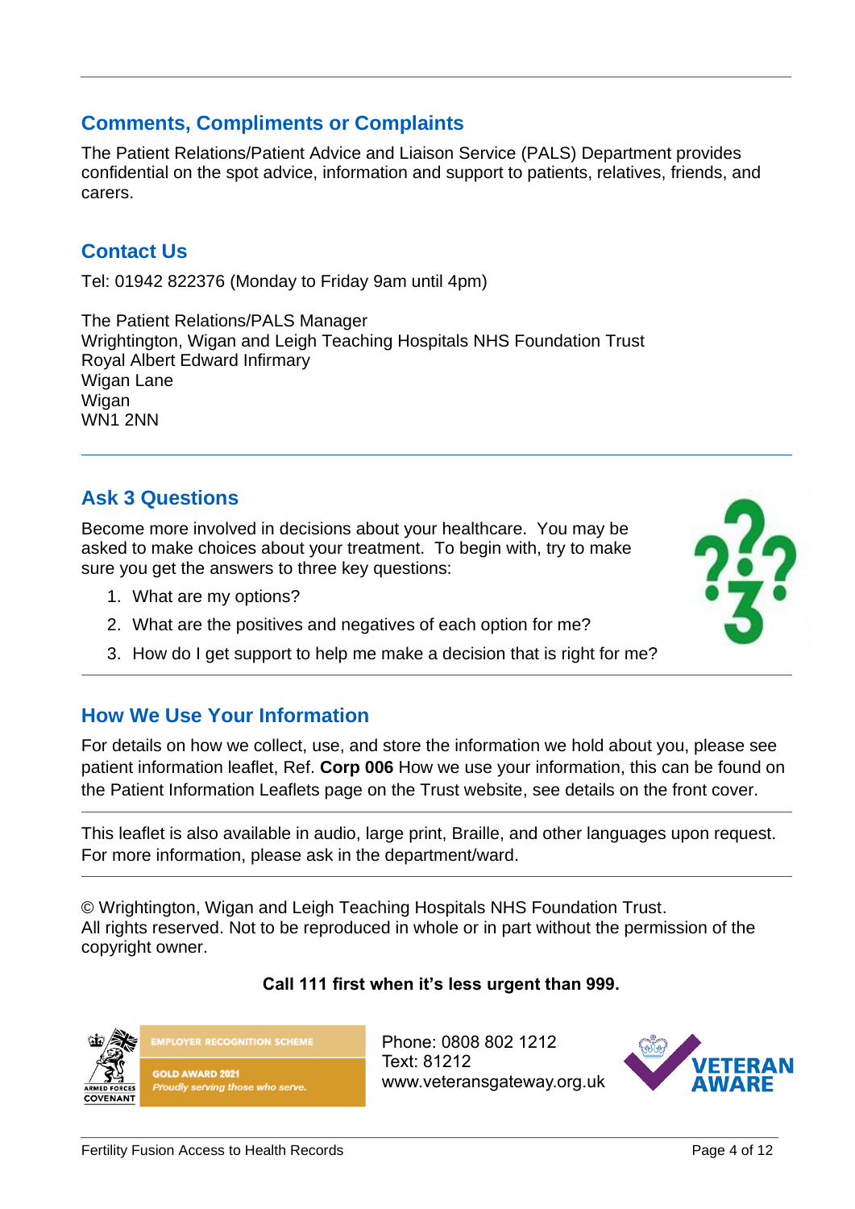## Comments, Compliments or Complaints

The Patient Relations/Patient Advice and Liaison Service (PALS) Department provides confidential on the spot advice, information and support to patients, relatives, friends, and carers.

## Contact Us

Tel: 01942 822376 (Monday to Friday 9am until 4pm)

The Patient Relations/PALS Manager
Wrightington, Wigan and Leigh Teaching Hospitals NHS Foundation Trust
Royal Albert Edward Infirmary
Wigan Lane
Wigan
WN1 2NN

## Ask 3 Questions

Become more involved in decisions about your healthcare. You may be asked to make choices about your treatment. To begin with, try to make sure you get the answers to three key questions:

1. What are my options?
2. What are the positives and negatives of each option for me?
3. How do I get support to help me make a decision that is right for me?

## How We Use Your Information

For details on how we collect, use, and store the information we hold about you, please see patient information leaflet, Ref. **Corp 006** How we use your information, this can be found on the Patient Information Leaflets page on the Trust website, see details on the front cover.

This leaflet is also available in audio, large print, Braille, and other languages upon request. For more information, please ask in the department/ward.

© Wrightington, Wigan and Leigh Teaching Hospitals NHS Foundation Trust.
All rights reserved. Not to be reproduced in whole or in part without the permission of the copyright owner.

**Call 111 first when it's less urgent than 999.**

ARMED FORCES COVENANT
EMPLOYER RECOGNITION SCHEME
GOLD AWARD 2021
*Proudly serving those who serve.*

Phone: 0808 802 1212
Text: 81212
www.veteransgateway.org.uk

VETERAN AWARE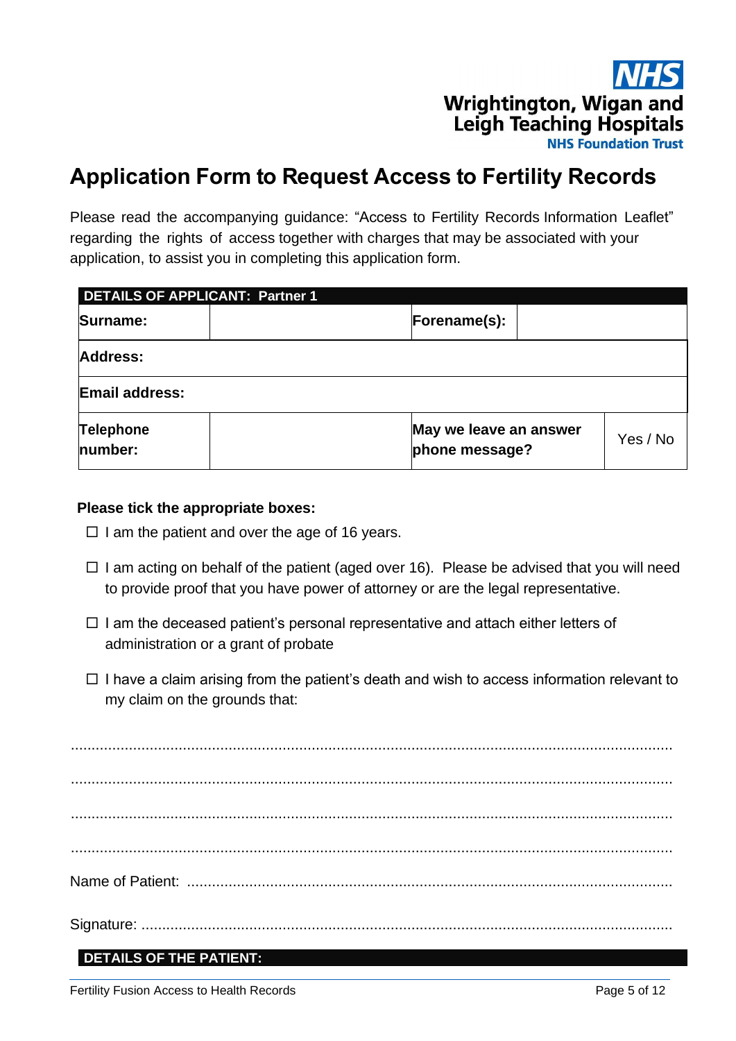NHS
Wrightington, Wigan and Leigh Teaching Hospitals
NHS Foundation Trust

# Application Form to Request Access to Fertility Records

Please read the accompanying guidance: "Access to Fertility Records Information Leaflet" regarding the rights of access together with charges that may be associated with your application, to assist you in completing this application form.

| DETAILS OF APPLICANT: Partner 1 | | | |
|---|---|---|---|
| **Surname:** | | **Forename(s):** | |
| **Address:** | | | |
| **Email address:** | | | |
| **Telephone number:** | | **May we leave an answer phone message?** | Yes / No |

**Please tick the appropriate boxes:**

- ☐ I am the patient and over the age of 16 years.
- ☐ I am acting on behalf of the patient (aged over 16). Please be advised that you will need to provide proof that you have power of attorney or are the legal representative.
- ☐ I am the deceased patient's personal representative and attach either letters of administration or a grant of probate
- ☐ I have a claim arising from the patient's death and wish to access information relevant to my claim on the grounds that:

.................................................................................................................................

.................................................................................................................................

.................................................................................................................................

.................................................................................................................................

Name of Patient: ...................................................................................................

Signature: .............................................................................................................

**DETAILS OF THE PATIENT:**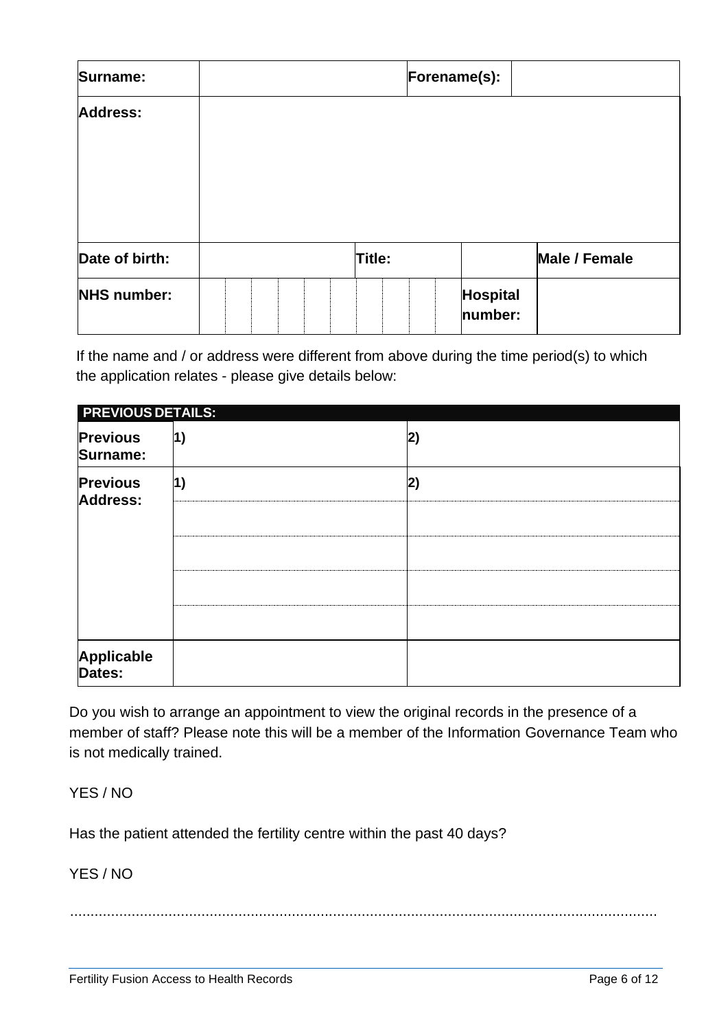| Surname: | | Forename(s): | |
|---|---|---|---|
| **Address:** | | | |
| **Date of birth:** | | **Title:** | **Male / Female** |
| **NHS number:** | | **Hospital number:** | |

If the name and / or address were different from above during the time period(s) to which the application relates - please give details below:

| PREVIOUS DETAILS: | | |
|---|---|---|
| **Previous Surname:** | **1)** | **2)** |
| **Previous Address:** | **1)** | **2)** |
| | | |
| | | |
| | | |
| | | |
| **Applicable Dates:** | | |

Do you wish to arrange an appointment to view the original records in the presence of a member of staff? Please note this will be a member of the Information Governance Team who is not medically trained.

YES / NO

Has the patient attended the fertility centre within the past 40 days?

YES / NO

.............................................................................................................................................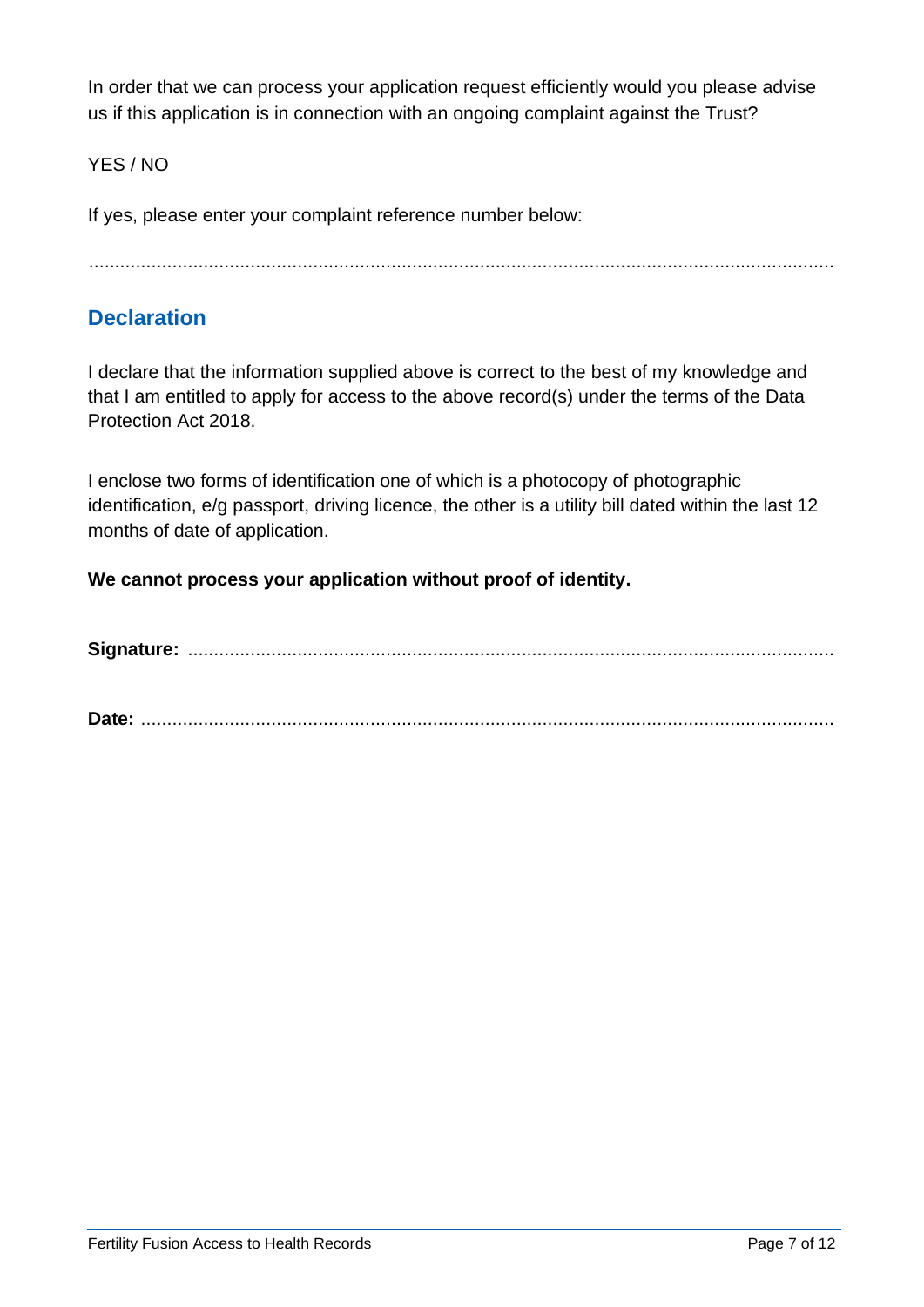In order that we can process your application request efficiently would you please advise us if this application is in connection with an ongoing complaint against the Trust?

YES / NO

If yes, please enter your complaint reference number below:

.............................................................................................................................................

## Declaration

I declare that the information supplied above is correct to the best of my knowledge and that I am entitled to apply for access to the above record(s) under the terms of the Data Protection Act 2018.

I enclose two forms of identification one of which is a photocopy of photographic identification, e/g passport, driving licence, the other is a utility bill dated within the last 12 months of date of application.

**We cannot process your application without proof of identity.**

**Signature:** ..........................................................................................................................

**Date:** ...................................................................................................................................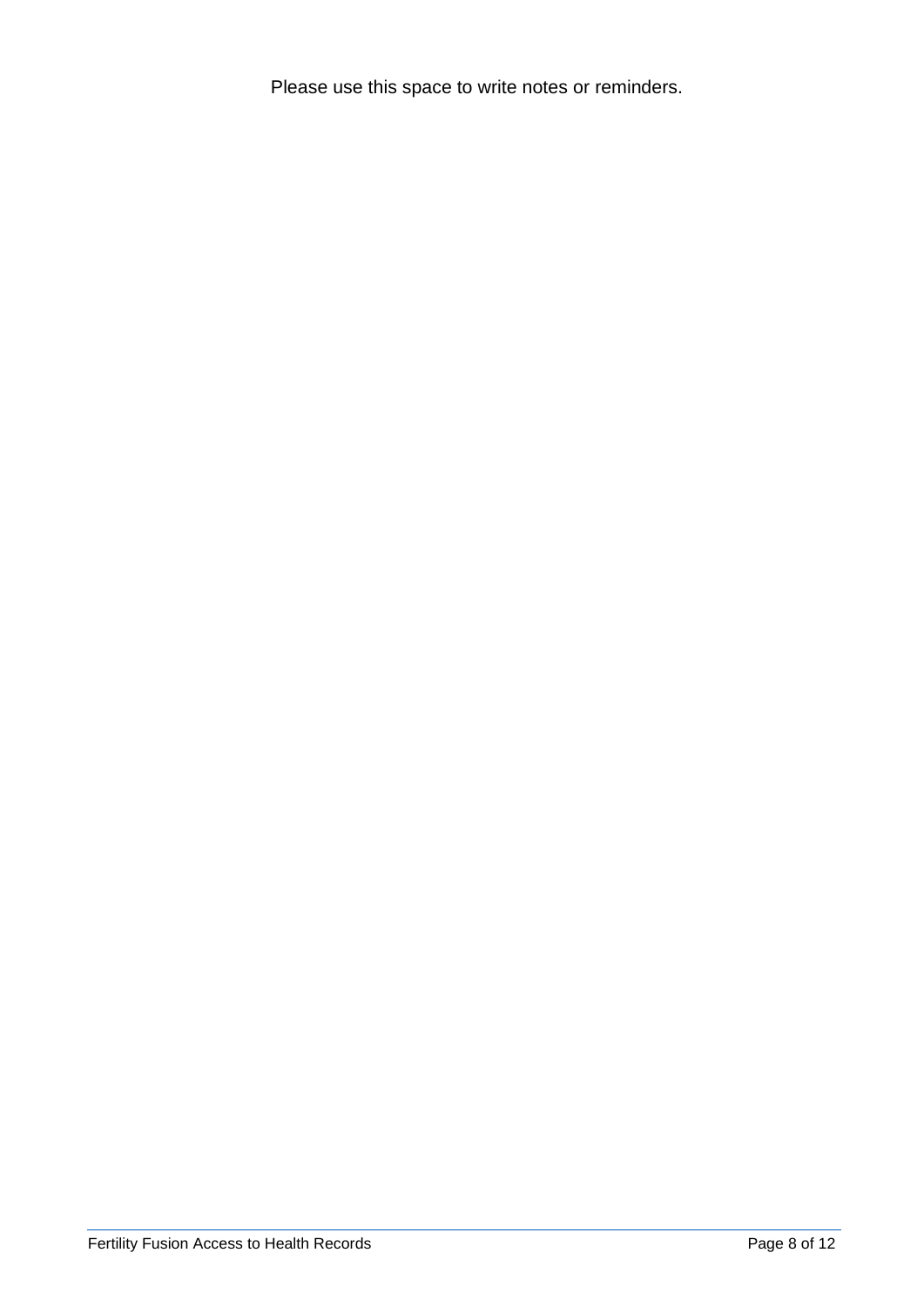Please use this space to write notes or reminders.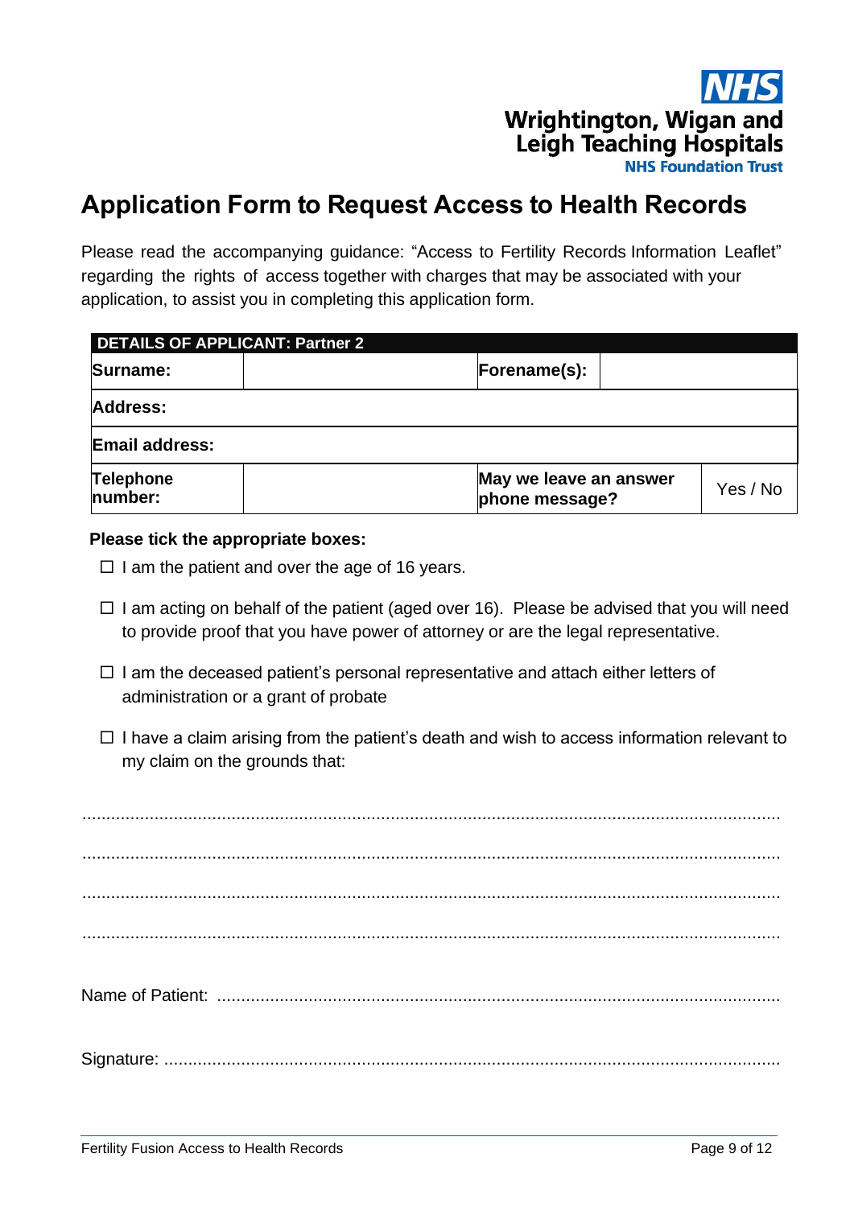NHS
Wrightington, Wigan and Leigh Teaching Hospitals
NHS Foundation Trust

# Application Form to Request Access to Health Records

Please read the accompanying guidance: "Access to Fertility Records Information Leaflet" regarding the rights of access together with charges that may be associated with your application, to assist you in completing this application form.

| **DETAILS OF APPLICANT: Partner 2** | | | |
|---|---|---|---|
| **Surname:** | | **Forename(s):** | |
| **Address:** | | | |
| **Email address:** | | | |
| **Telephone number:** | | **May we leave an answer phone message?** | Yes / No |

**Please tick the appropriate boxes:**

- ☐ I am the patient and over the age of 16 years.
- ☐ I am acting on behalf of the patient (aged over 16). Please be advised that you will need to provide proof that you have power of attorney or are the legal representative.
- ☐ I am the deceased patient's personal representative and attach either letters of administration or a grant of probate
- ☐ I have a claim arising from the patient's death and wish to access information relevant to my claim on the grounds that:

................................................................................................................................................

................................................................................................................................................

................................................................................................................................................

................................................................................................................................................

Name of Patient: ........................................................................................................................

Signature: ...................................................................................................................................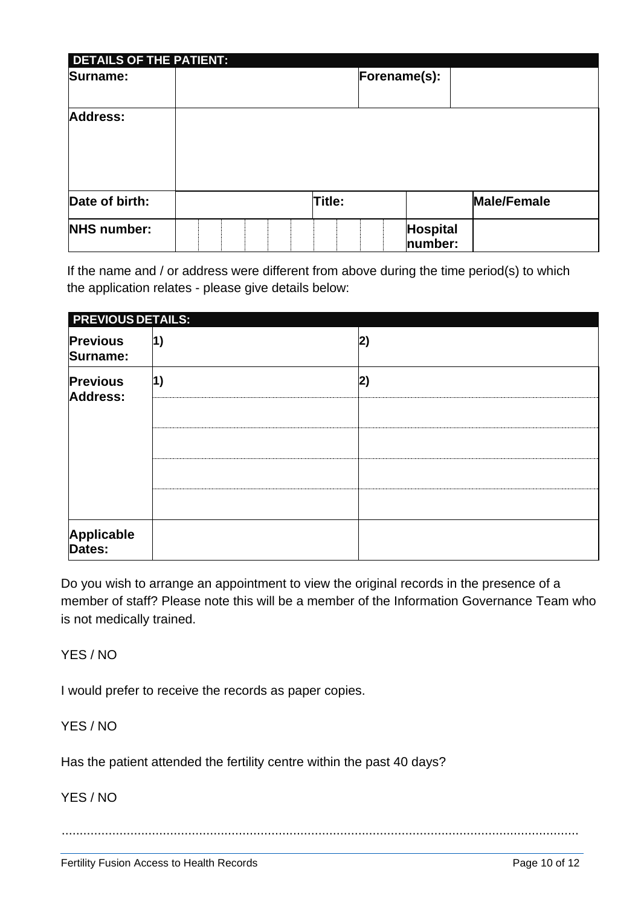| **DETAILS OF THE PATIENT:** | | | | | |
|---|---|---|---|---|---|
| **Surname:** | | **Forename(s):** | | | |
| **Address:** | | | | | |
| **Date of birth:** | | **Title:** | | | **Male/Female** |
| **NHS number:** | | | | **Hospital number:** | |

If the name and / or address were different from above during the time period(s) to which the application relates - please give details below:

| **PREVIOUS DETAILS:** | | |
|---|---|---|
| **Previous Surname:** | **1)** | **2)** |
| **Previous Address:** | **1)** | **2)** |
| | | |
| | | |
| | | |
| | | |
| **Applicable Dates:** | | |

Do you wish to arrange an appointment to view the original records in the presence of a member of staff? Please note this will be a member of the Information Governance Team who is not medically trained.

YES / NO

I would prefer to receive the records as paper copies.

YES / NO

Has the patient attended the fertility centre within the past 40 days?

YES / NO

..............................................................................................................................................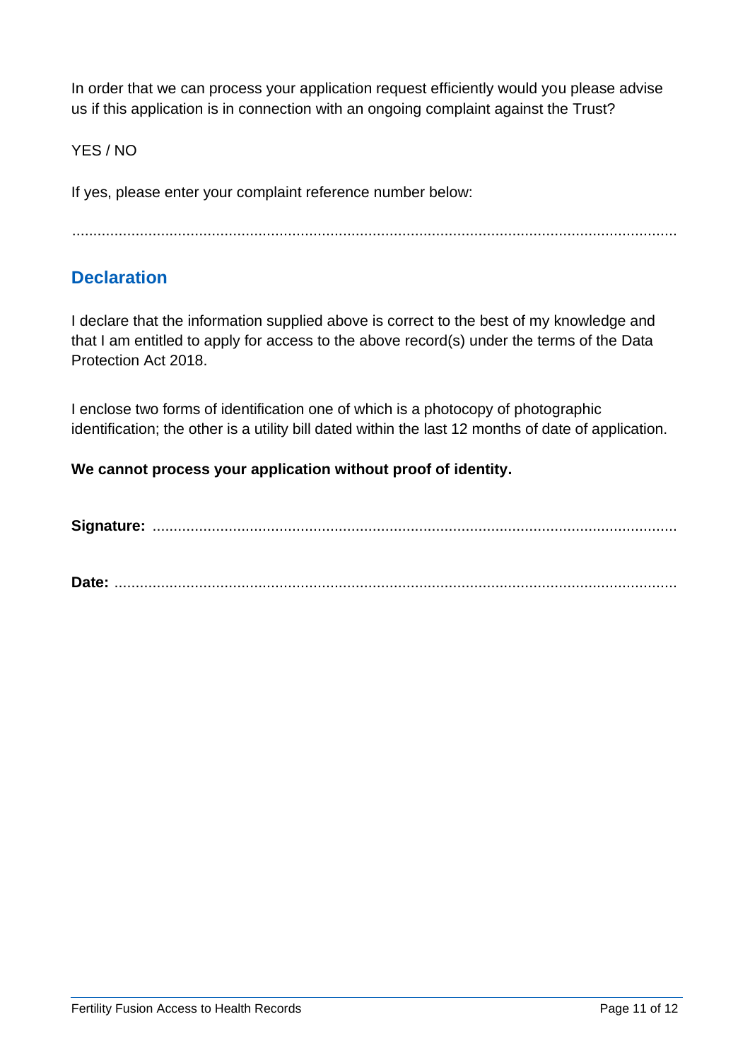In order that we can process your application request efficiently would you please advise us if this application is in connection with an ongoing complaint against the Trust?

YES / NO

If yes, please enter your complaint reference number below:

.................................................................................................................................................

## Declaration

I declare that the information supplied above is correct to the best of my knowledge and that I am entitled to apply for access to the above record(s) under the terms of the Data Protection Act 2018.

I enclose two forms of identification one of which is a photocopy of photographic identification; the other is a utility bill dated within the last 12 months of date of application.

**We cannot process your application without proof of identity.**

**Signature:** ..........................................................................................................................

**Date:** ...................................................................................................................................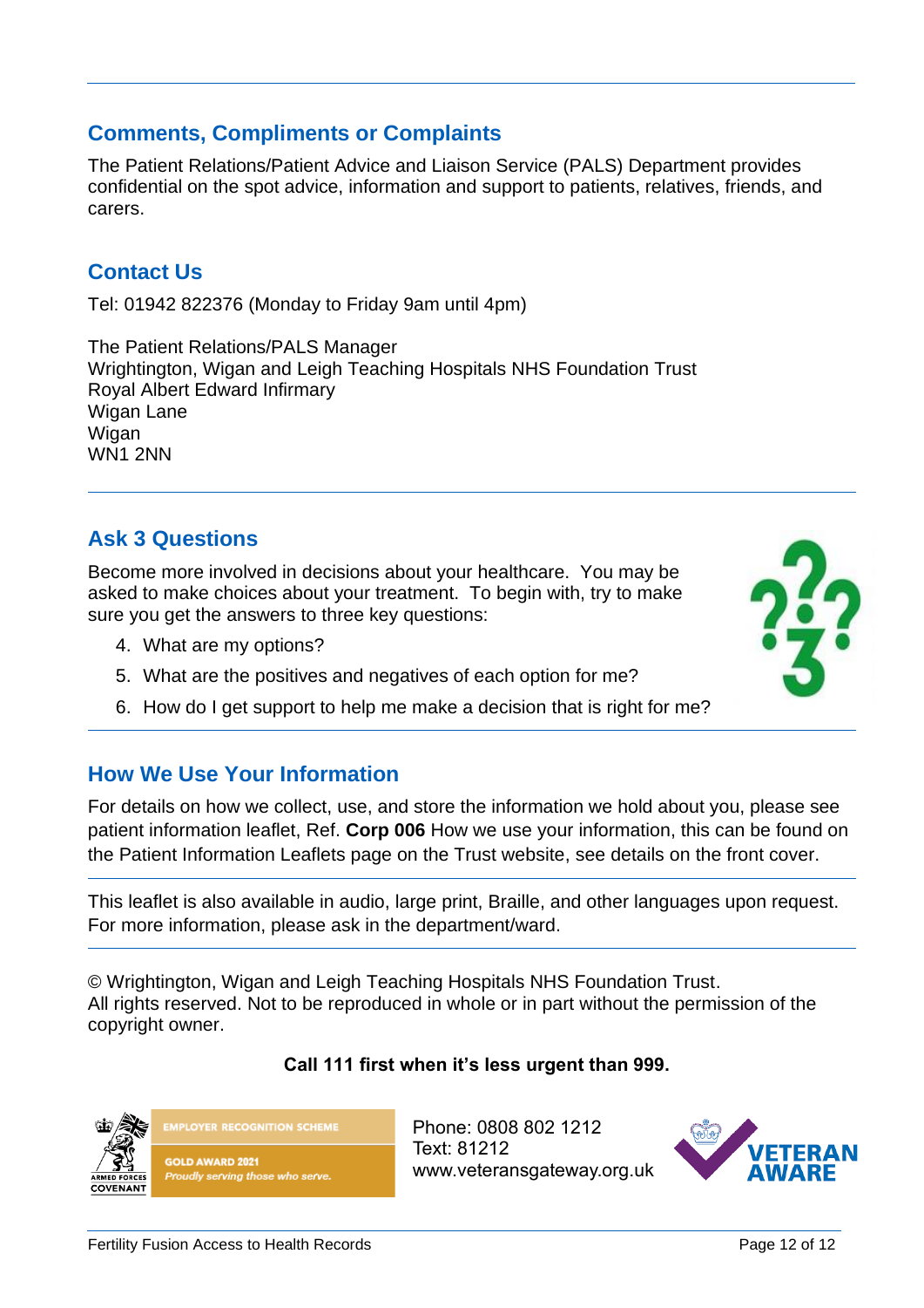## Comments, Compliments or Complaints

The Patient Relations/Patient Advice and Liaison Service (PALS) Department provides confidential on the spot advice, information and support to patients, relatives, friends, and carers.

## Contact Us

Tel: 01942 822376 (Monday to Friday 9am until 4pm)

The Patient Relations/PALS Manager
Wrightington, Wigan and Leigh Teaching Hospitals NHS Foundation Trust
Royal Albert Edward Infirmary
Wigan Lane
Wigan
WN1 2NN

## Ask 3 Questions

Become more involved in decisions about your healthcare. You may be asked to make choices about your treatment. To begin with, try to make sure you get the answers to three key questions:

4. What are my options?
5. What are the positives and negatives of each option for me?
6. How do I get support to help me make a decision that is right for me?

## How We Use Your Information

For details on how we collect, use, and store the information we hold about you, please see patient information leaflet, Ref. **Corp 006** How we use your information, this can be found on the Patient Information Leaflets page on the Trust website, see details on the front cover.

This leaflet is also available in audio, large print, Braille, and other languages upon request. For more information, please ask in the department/ward.

© Wrightington, Wigan and Leigh Teaching Hospitals NHS Foundation Trust.
All rights reserved. Not to be reproduced in whole or in part without the permission of the copyright owner.

**Call 111 first when it's less urgent than 999.**

ARMED FORCES COVENANT
EMPLOYER RECOGNITION SCHEME
GOLD AWARD 2021
*Proudly serving those who serve.*

Phone: 0808 802 1212
Text: 81212
www.veteransgateway.org.uk

VETERAN AWARE